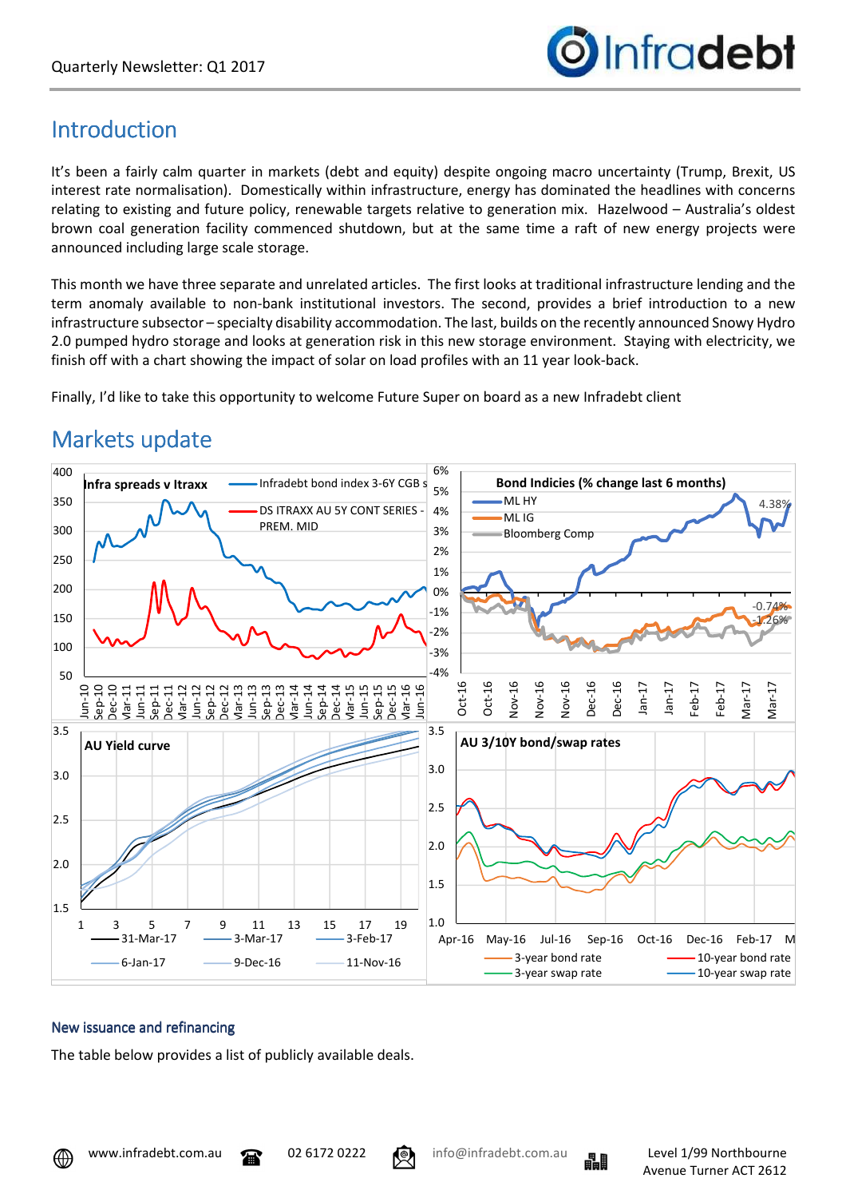Quarterly Newsletter: Q1 2017

## Introduction

It's been a fairly calm quarter in markets (debt and equity) despite ongoing macro uncertainty (Trump, Brexit, US interest rate normalisation). Domestically within infrastructure, energy has dominated the headlines with concerns relating to existing and future policy, renewable targets relative to generation mix. Hazelwood – Australia's oldest brown coal generation facility commenced shutdown, but at the same time a raft of new energy projects were announced including large scale storage.

This month we have three separate and unrelated articles. The first looks at traditional infrastructure lending and the term anomaly available to non-bank institutional investors. The second, provides a brief introduction to a new infrastructure subsector – specialty disability accommodation. The last, builds on the recently announced Snowy Hydro 2.0 pumped hydro storage and looks at generation risk in this new storage environment. Staying with electricity, we finish off with a chart showing the impact of solar on load profiles with an 11 year look-back.

Finally, I'd like to take this opportunity to welcome Future Super on board as a new Infradebt client

## Markets update

**Infra spreads v Itraxx** — Infradebt bond index 3-6Y CGB s; DS ITRAXX AU 5Y CONT SERIES - PREM. MID

**Bond Indicies (% change last 6 months)** — ML HY (4.38%); ML IG (-0.74%); Bloomberg Comp (-1.26%)

**AU Yield curve** — 31-Mar-17; 3-Mar-17; 3-Feb-17; 6-Jan-17; 9-Dec-16; 11-Nov-16

**AU 3/10Y bond/swap rates** — 3-year bond rate; 3-year swap rate; 10-year bond rate; 10-year swap rate

### New issuance and refinancing

The table below provides a list of publicly available deals.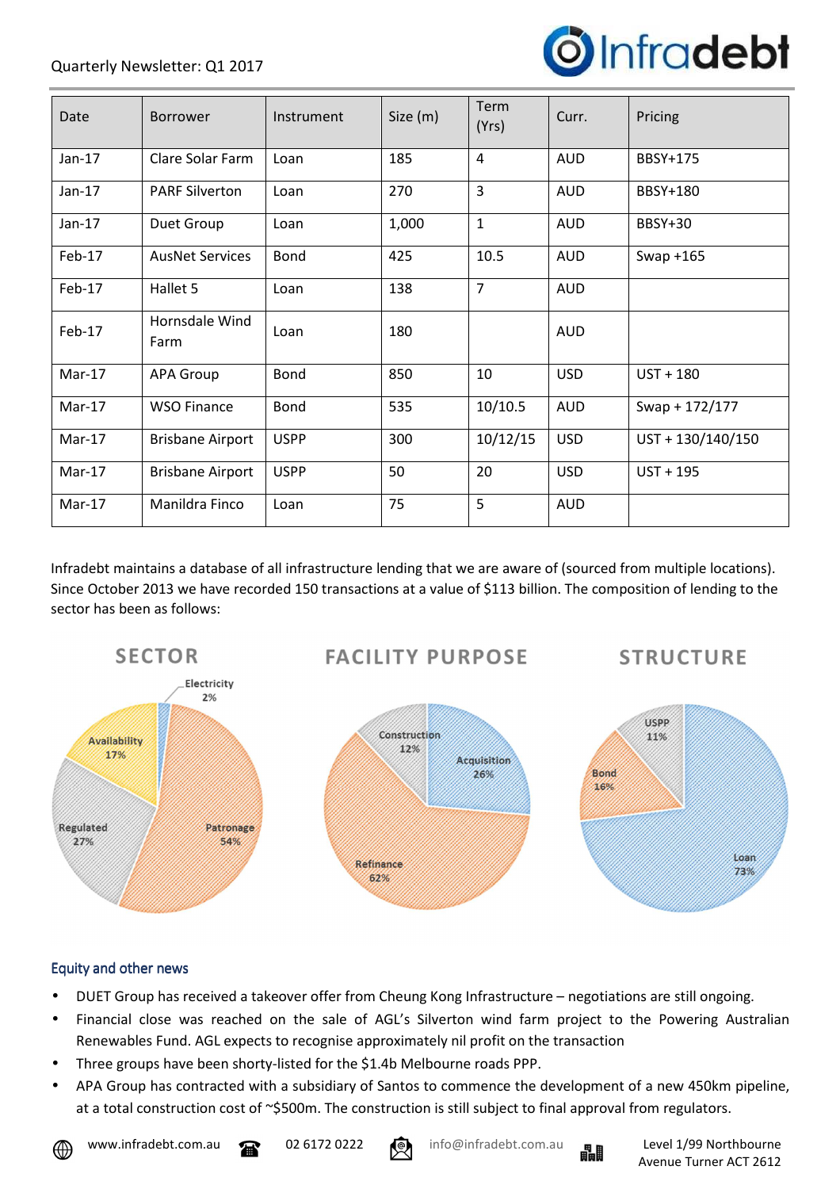| Date | Borrower | Instrument | Size (m) | Term (Yrs) | Curr. | Pricing |
|---|---|---|---|---|---|---|
| Jan-17 | Clare Solar Farm | Loan | 185 | 4 | AUD | BBSY+175 |
| Jan-17 | PARF Silverton | Loan | 270 | 3 | AUD | BBSY+180 |
| Jan-17 | Duet Group | Loan | 1,000 | 1 | AUD | BBSY+30 |
| Feb-17 | AusNet Services | Bond | 425 | 10.5 | AUD | Swap +165 |
| Feb-17 | Hallet 5 | Loan | 138 | 7 | AUD | |
| Feb-17 | Hornsdale Wind Farm | Loan | 180 | | AUD | |
| Mar-17 | APA Group | Bond | 850 | 10 | USD | UST + 180 |
| Mar-17 | WSO Finance | Bond | 535 | 10/10.5 | AUD | Swap + 172/177 |
| Mar-17 | Brisbane Airport | USPP | 300 | 10/12/15 | USD | UST + 130/140/150 |
| Mar-17 | Brisbane Airport | USPP | 50 | 20 | USD | UST + 195 |
| Mar-17 | Manildra Finco | Loan | 75 | 5 | AUD | |

Infradebt maintains a database of all infrastructure lending that we are aware of (sourced from multiple locations). Since October 2013 we have recorded 150 transactions at a value of $113 billion. The composition of lending to the sector has been as follows:

**SECTOR**: Electricity 2%, Availability 17%, Regulated 27%, Patronage 54%

**FACILITY PURPOSE**: Construction 12%, Acquisition 26%, Refinance 62%

**STRUCTURE**: USPP 11%, Bond 16%, Loan 73%

## Equity and other news

- DUET Group has received a takeover offer from Cheung Kong Infrastructure – negotiations are still ongoing.
- Financial close was reached on the sale of AGL's Silverton wind farm project to the Powering Australian Renewables Fund. AGL expects to recognise approximately nil profit on the transaction
- Three groups have been shorty-listed for the $1.4b Melbourne roads PPP.
- APA Group has contracted with a subsidiary of Santos to commence the development of a new 450km pipeline, at a total construction cost of ~$500m. The construction is still subject to final approval from regulators.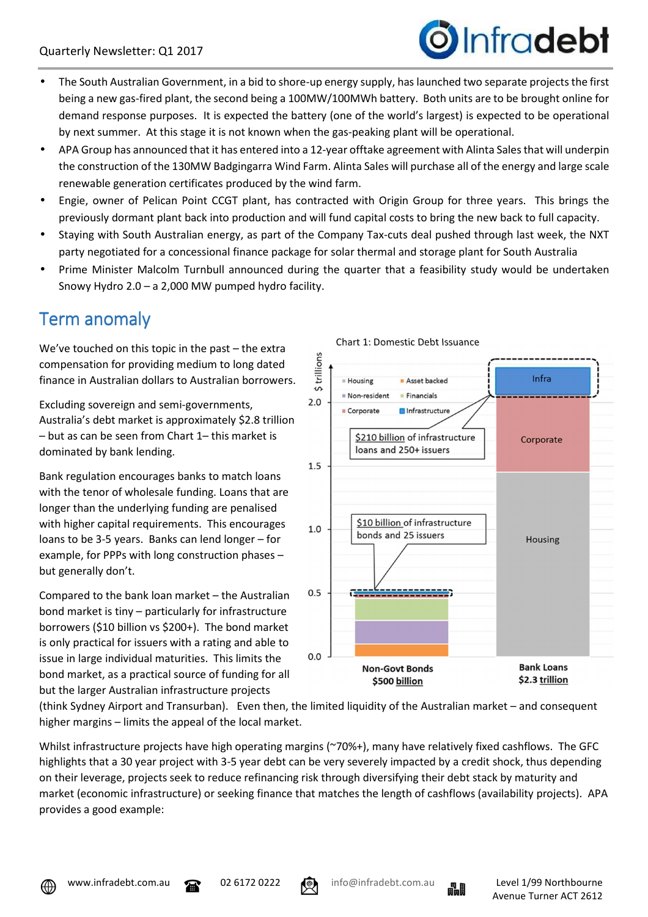- The South Australian Government, in a bid to shore-up energy supply, has launched two separate projects the first being a new gas-fired plant, the second being a 100MW/100MWh battery. Both units are to be brought online for demand response purposes. It is expected the battery (one of the world's largest) is expected to be operational by next summer. At this stage it is not known when the gas-peaking plant will be operational.
- APA Group has announced that it has entered into a 12-year offtake agreement with Alinta Sales that will underpin the construction of the 130MW Badgingarra Wind Farm. Alinta Sales will purchase all of the energy and large scale renewable generation certificates produced by the wind farm.
- Engie, owner of Pelican Point CCGT plant, has contracted with Origin Group for three years. This brings the previously dormant plant back into production and will fund capital costs to bring the new back to full capacity.
- Staying with South Australian energy, as part of the Company Tax-cuts deal pushed through last week, the NXT party negotiated for a concessional finance package for solar thermal and storage plant for South Australia
- Prime Minister Malcolm Turnbull announced during the quarter that a feasibility study would be undertaken Snowy Hydro 2.0 – a 2,000 MW pumped hydro facility.

## Term anomaly

We've touched on this topic in the past – the extra compensation for providing medium to long dated finance in Australian dollars to Australian borrowers.

Excluding sovereign and semi-governments, Australia's debt market is approximately $2.8 trillion – but as can be seen from Chart 1– this market is dominated by bank lending.

Bank regulation encourages banks to match loans with the tenor of wholesale funding. Loans that are longer than the underlying funding are penalised with higher capital requirements. This encourages loans to be 3-5 years. Banks can lend longer – for example, for PPPs with long construction phases – but generally don't.

Chart 1: Domestic Debt Issuance

Chart legend: Housing, Asset backed, Non-resident, Financials, Corporate, Infrastructure. Y-axis: $ trillions (0.0 to 2.0). Bars: Non-Govt Bonds $500 billion; Bank Loans $2.3 trillion (segments: Housing, Corporate, Infra). Annotations: "$10 billion of infrastructure bonds and 25 issuers"; "$210 billion of infrastructure loans and 250+ issuers".

Compared to the bank loan market – the Australian bond market is tiny – particularly for infrastructure borrowers ($10 billion vs $200+). The bond market is only practical for issuers with a rating and able to issue in large individual maturities. This limits the bond market, as a practical source of funding for all but the larger Australian infrastructure projects (think Sydney Airport and Transurban). Even then, the limited liquidity of the Australian market – and consequent higher margins – limits the appeal of the local market.

Whilst infrastructure projects have high operating margins (~70%+), many have relatively fixed cashflows. The GFC highlights that a 30 year project with 3-5 year debt can be very severely impacted by a credit shock, thus depending on their leverage, projects seek to reduce refinancing risk through diversifying their debt stack by maturity and market (economic infrastructure) or seeking finance that matches the length of cashflows (availability projects). APA provides a good example: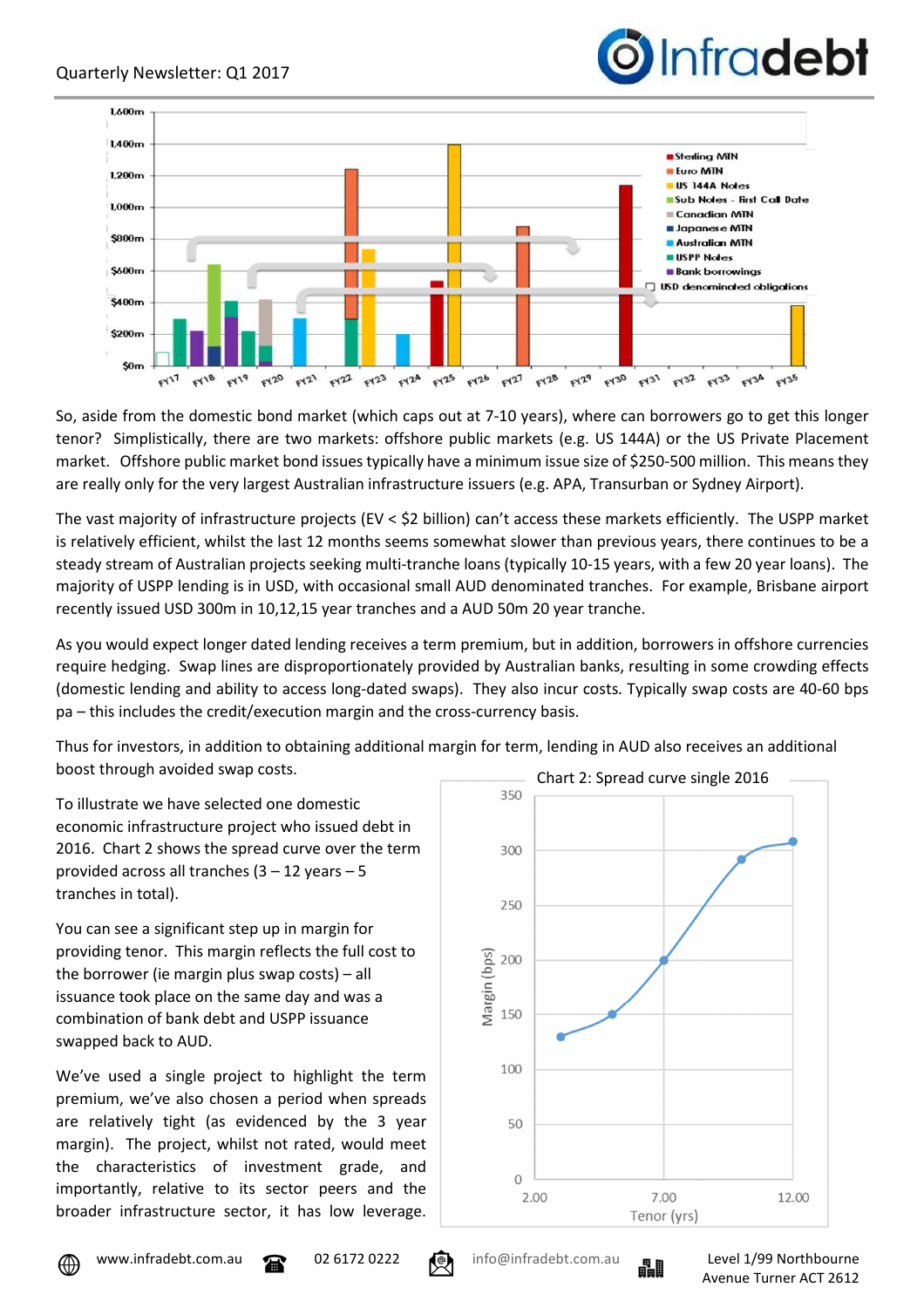So, aside from the domestic bond market (which caps out at 7-10 years), where can borrowers go to get this longer tenor? Simplistically, there are two markets: offshore public markets (e.g. US 144A) or the US Private Placement market. Offshore public market bond issues typically have a minimum issue size of $250-500 million. This means they are really only for the very largest Australian infrastructure issuers (e.g. APA, Transurban or Sydney Airport).

The vast majority of infrastructure projects (EV < $2 billion) can't access these markets efficiently. The USPP market is relatively efficient, whilst the last 12 months seems somewhat slower than previous years, there continues to be a steady stream of Australian projects seeking multi-tranche loans (typically 10-15 years, with a few 20 year loans). The majority of USPP lending is in USD, with occasional small AUD denominated tranches. For example, Brisbane airport recently issued USD 300m in 10,12,15 year tranches and a AUD 50m 20 year tranche.

As you would expect longer dated lending receives a term premium, but in addition, borrowers in offshore currencies require hedging. Swap lines are disproportionately provided by Australian banks, resulting in some crowding effects (domestic lending and ability to access long-dated swaps). They also incur costs. Typically swap costs are 40-60 bps pa – this includes the credit/execution margin and the cross-currency basis.

Thus for investors, in addition to obtaining additional margin for term, lending in AUD also receives an additional boost through avoided swap costs.

To illustrate we have selected one domestic economic infrastructure project who issued debt in 2016. Chart 2 shows the spread curve over the term provided across all tranches (3 – 12 years – 5 tranches in total).

You can see a significant step up in margin for providing tenor. This margin reflects the full cost to the borrower (ie margin plus swap costs) – all issuance took place on the same day and was a combination of bank debt and USPP issuance swapped back to AUD.

We've used a single project to highlight the term premium, we've also chosen a period when spreads are relatively tight (as evidenced by the 3 year margin). The project, whilst not rated, would meet the characteristics of investment grade, and importantly, relative to its sector peers and the broader infrastructure sector, it has low leverage.

Chart 2: Spread curve single 2016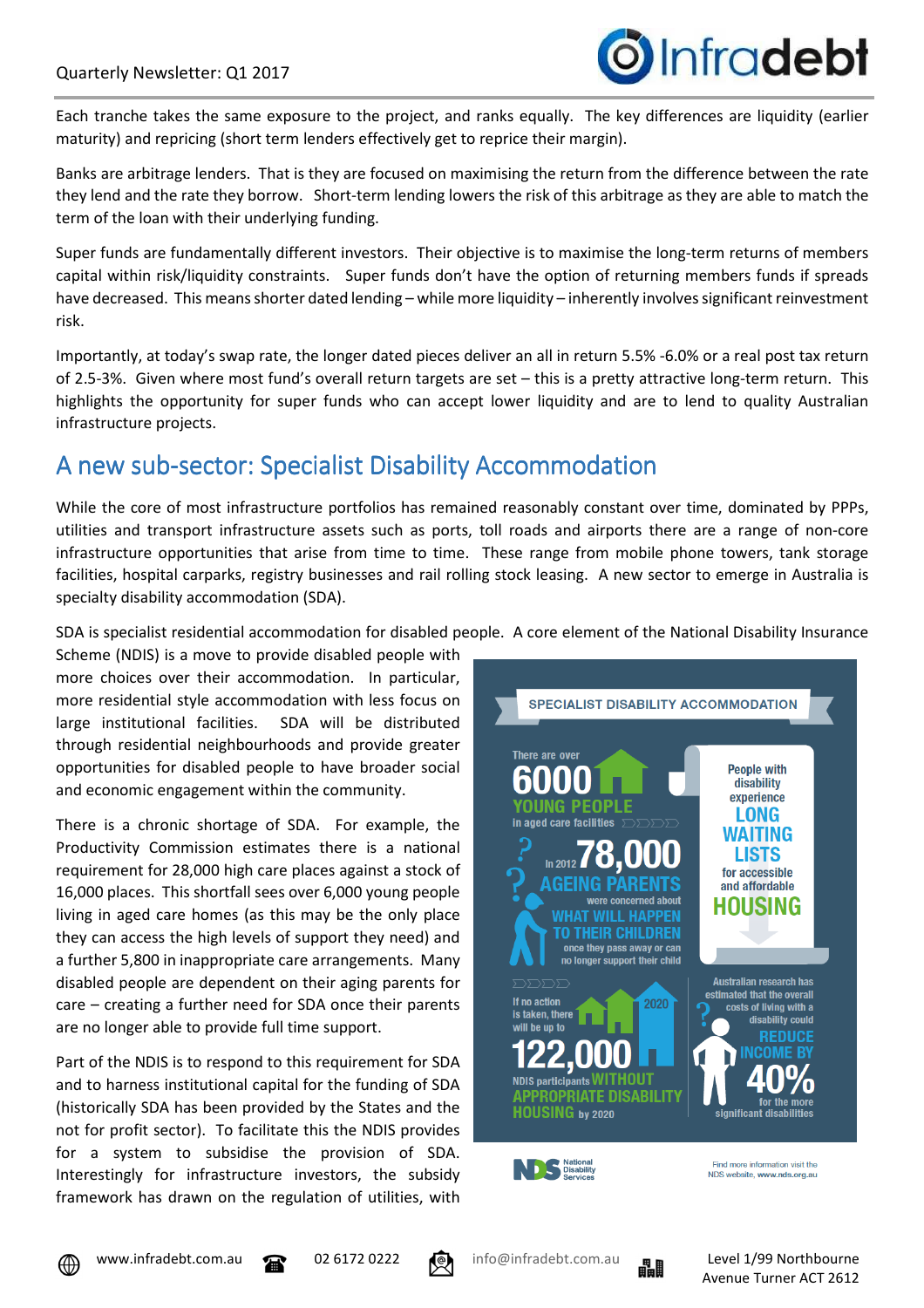Each tranche takes the same exposure to the project, and ranks equally. The key differences are liquidity (earlier maturity) and repricing (short term lenders effectively get to reprice their margin).

Banks are arbitrage lenders. That is they are focused on maximising the return from the difference between the rate they lend and the rate they borrow. Short-term lending lowers the risk of this arbitrage as they are able to match the term of the loan with their underlying funding.

Super funds are fundamentally different investors. Their objective is to maximise the long-term returns of members capital within risk/liquidity constraints. Super funds don't have the option of returning members funds if spreads have decreased. This means shorter dated lending – while more liquidity – inherently involves significant reinvestment risk.

Importantly, at today's swap rate, the longer dated pieces deliver an all in return 5.5% -6.0% or a real post tax return of 2.5-3%. Given where most fund's overall return targets are set – this is a pretty attractive long-term return. This highlights the opportunity for super funds who can accept lower liquidity and are to lend to quality Australian infrastructure projects.

## A new sub-sector: Specialist Disability Accommodation

While the core of most infrastructure portfolios has remained reasonably constant over time, dominated by PPPs, utilities and transport infrastructure assets such as ports, toll roads and airports there are a range of non-core infrastructure opportunities that arise from time to time. These range from mobile phone towers, tank storage facilities, hospital carparks, registry businesses and rail rolling stock leasing. A new sector to emerge in Australia is specialty disability accommodation (SDA).

SDA is specialist residential accommodation for disabled people. A core element of the National Disability Insurance Scheme (NDIS) is a move to provide disabled people with more choices over their accommodation. In particular, more residential style accommodation with less focus on large institutional facilities. SDA will be distributed through residential neighbourhoods and provide greater opportunities for disabled people to have broader social and economic engagement within the community.

There is a chronic shortage of SDA. For example, the Productivity Commission estimates there is a national requirement for 28,000 high care places against a stock of 16,000 places. This shortfall sees over 6,000 young people living in aged care homes (as this may be the only place they can access the high levels of support they need) and a further 5,800 in inappropriate care arrangements. Many disabled people are dependent on their aging parents for care – creating a further need for SDA once their parents are no longer able to provide full time support.

Part of the NDIS is to respond to this requirement for SDA and to harness institutional capital for the funding of SDA (historically SDA has been provided by the States and the not for profit sector). To facilitate this the NDIS provides for a system to subsidise the provision of SDA. Interestingly for infrastructure investors, the subsidy framework has drawn on the regulation of utilities, with

**SPECIALIST DISABILITY ACCOMMODATION**

There are over **6000 YOUNG PEOPLE** in aged care facilities

In 2012 **78,000 AGEING PARENTS** were concerned about **WHAT WILL HAPPEN TO THEIR CHILDREN** once they pass away or can no longer support their child

People with disability experience **LONG WAITING LISTS** for accessible and affordable **HOUSING**

If no action is taken, there will be up to **122,000** NDIS participants **WITHOUT APPROPRIATE DISABILITY HOUSING** by 2020

Australian research has estimated that the overall costs of living with a disability could **REDUCE INCOME BY 40%** for the more significant disabilities

National Disability Services

Find more information visit the NDS website, www.nds.org.au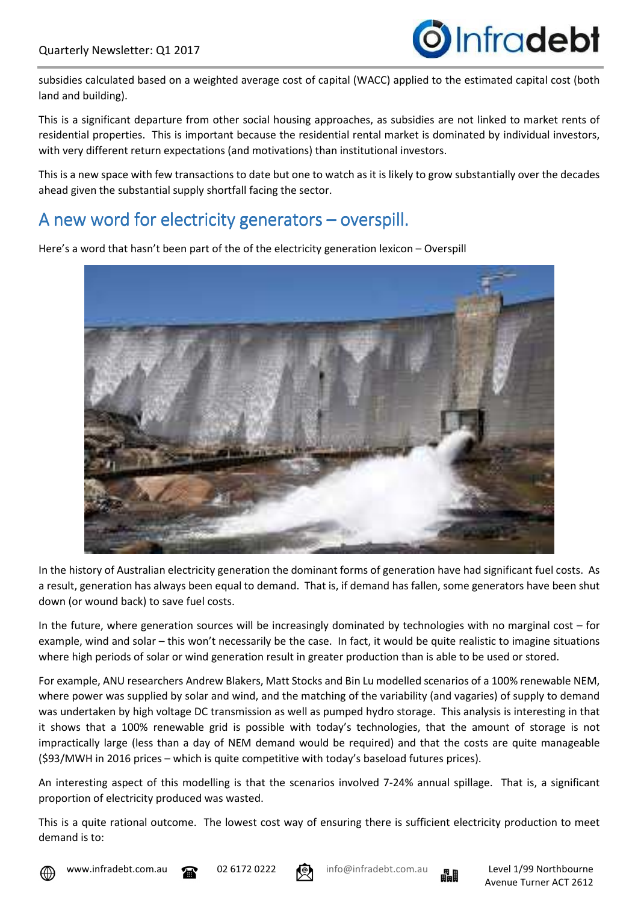subsidies calculated based on a weighted average cost of capital (WACC) applied to the estimated capital cost (both land and building).

This is a significant departure from other social housing approaches, as subsidies are not linked to market rents of residential properties. This is important because the residential rental market is dominated by individual investors, with very different return expectations (and motivations) than institutional investors.

This is a new space with few transactions to date but one to watch as it is likely to grow substantially over the decades ahead given the substantial supply shortfall facing the sector.

## A new word for electricity generators – overspill.

Here's a word that hasn't been part of the of the electricity generation lexicon – Overspill

In the history of Australian electricity generation the dominant forms of generation have had significant fuel costs. As a result, generation has always been equal to demand. That is, if demand has fallen, some generators have been shut down (or wound back) to save fuel costs.

In the future, where generation sources will be increasingly dominated by technologies with no marginal cost – for example, wind and solar – this won't necessarily be the case. In fact, it would be quite realistic to imagine situations where high periods of solar or wind generation result in greater production than is able to be used or stored.

For example, ANU researchers Andrew Blakers, Matt Stocks and Bin Lu modelled scenarios of a 100% renewable NEM, where power was supplied by solar and wind, and the matching of the variability (and vagaries) of supply to demand was undertaken by high voltage DC transmission as well as pumped hydro storage. This analysis is interesting in that it shows that a 100% renewable grid is possible with today's technologies, that the amount of storage is not impractically large (less than a day of NEM demand would be required) and that the costs are quite manageable ($93/MWH in 2016 prices – which is quite competitive with today's baseload futures prices).

An interesting aspect of this modelling is that the scenarios involved 7-24% annual spillage. That is, a significant proportion of electricity produced was wasted.

This is a quite rational outcome. The lowest cost way of ensuring there is sufficient electricity production to meet demand is to: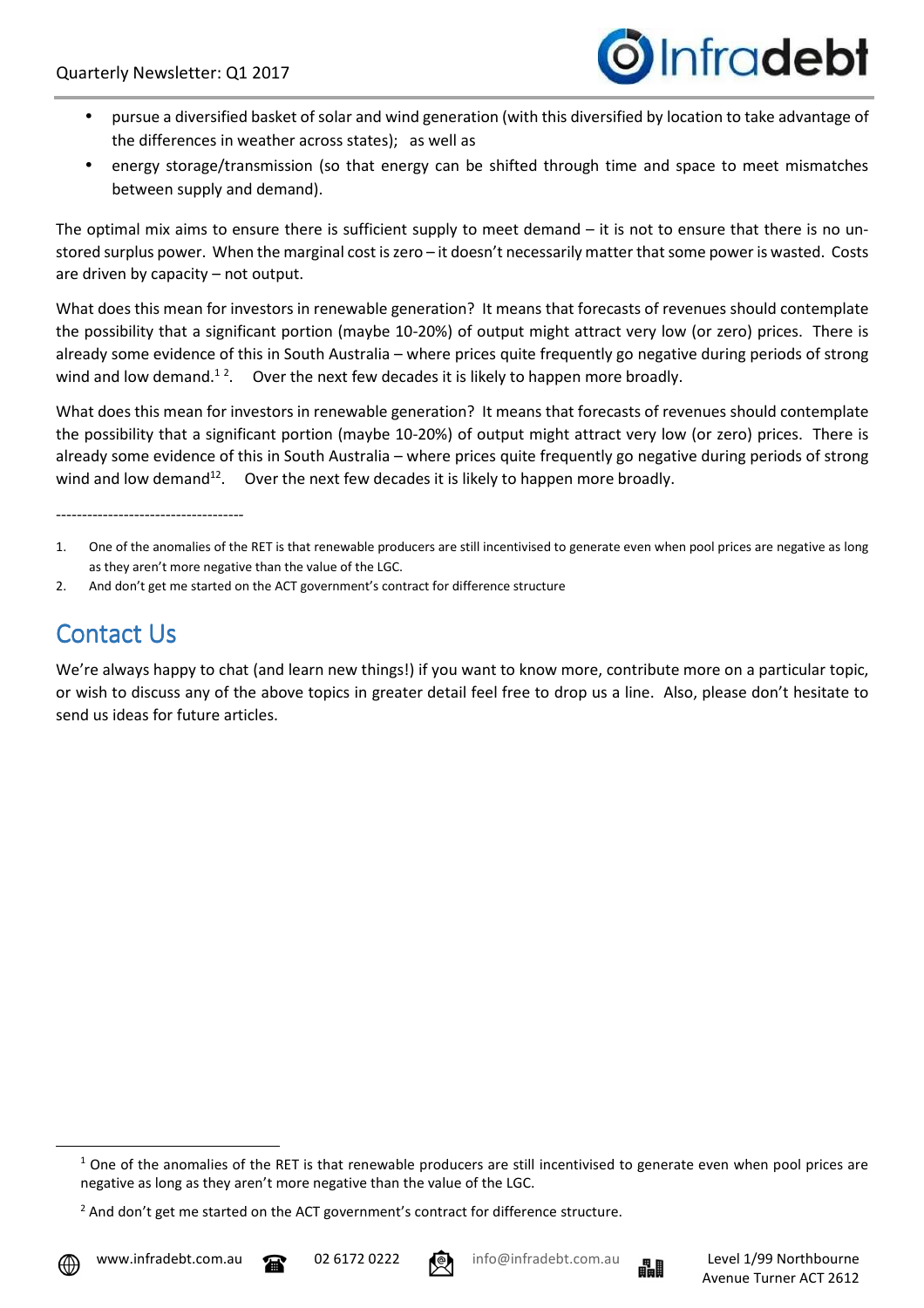- pursue a diversified basket of solar and wind generation (with this diversified by location to take advantage of the differences in weather across states); as well as
- energy storage/transmission (so that energy can be shifted through time and space to meet mismatches between supply and demand).

The optimal mix aims to ensure there is sufficient supply to meet demand – it is not to ensure that there is no un-stored surplus power. When the marginal cost is zero – it doesn't necessarily matter that some power is wasted. Costs are driven by capacity – not output.

What does this mean for investors in renewable generation? It means that forecasts of revenues should contemplate the possibility that a significant portion (maybe 10-20%) of output might attract very low (or zero) prices. There is already some evidence of this in South Australia – where prices quite frequently go negative during periods of strong wind and low demand.[1] [2]. Over the next few decades it is likely to happen more broadly.

What does this mean for investors in renewable generation? It means that forecasts of revenues should contemplate the possibility that a significant portion (maybe 10-20%) of output might attract very low (or zero) prices. There is already some evidence of this in South Australia – where prices quite frequently go negative during periods of strong wind and low demand[12]. Over the next few decades it is likely to happen more broadly.

------------------------------------

1. One of the anomalies of the RET is that renewable producers are still incentivised to generate even when pool prices are negative as long as they aren't more negative than the value of the LGC.
2. And don't get me started on the ACT government's contract for difference structure

## Contact Us

We're always happy to chat (and learn new things!) if you want to know more, contribute more on a particular topic, or wish to discuss any of the above topics in greater detail feel free to drop us a line. Also, please don't hesitate to send us ideas for future articles.

---

[1] One of the anomalies of the RET is that renewable producers are still incentivised to generate even when pool prices are negative as long as they aren't more negative than the value of the LGC.

[2] And don't get me started on the ACT government's contract for difference structure.